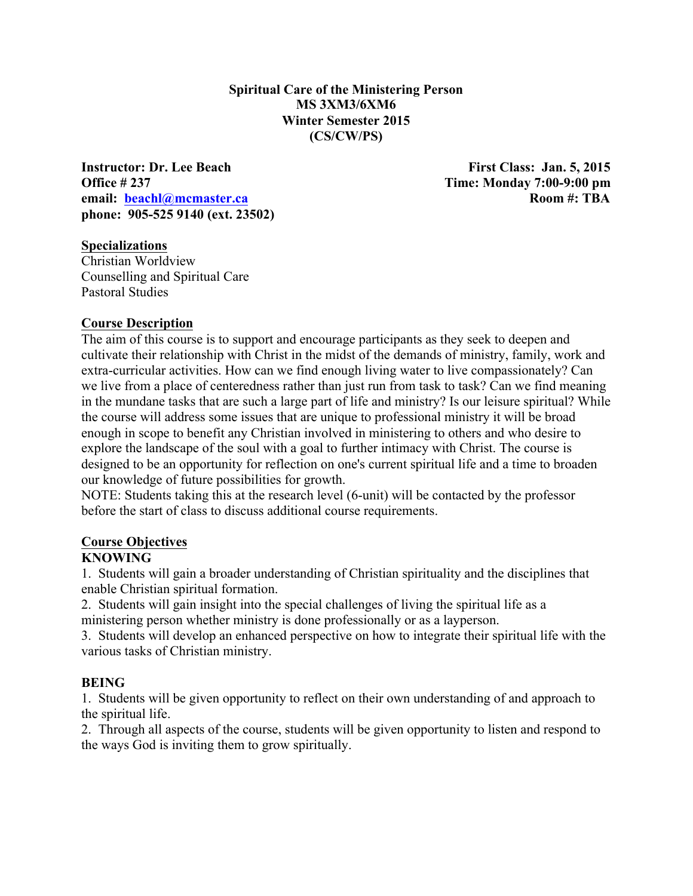**Spiritual Care of the Ministering Person**
**MS 3XM3/6XM6**
**Winter Semester 2015**
**(CS/CW/PS)**

**Instructor: Dr. Lee Beach**
**Office # 237**
**email: [beachl@mcmaster.ca](mailto:beachl@mcmaster.ca)**
**phone: 905-525 9140 (ext. 23502)**

**First Class: Jan. 5, 2015**
**Time: Monday 7:00-9:00 pm**
**Room #: TBA**

## Specializations

Christian Worldview
Counselling and Spiritual Care
Pastoral Studies

## Course Description

The aim of this course is to support and encourage participants as they seek to deepen and cultivate their relationship with Christ in the midst of the demands of ministry, family, work and extra-curricular activities. How can we find enough living water to live compassionately? Can we live from a place of centeredness rather than just run from task to task? Can we find meaning in the mundane tasks that are such a large part of life and ministry? Is our leisure spiritual? While the course will address some issues that are unique to professional ministry it will be broad enough in scope to benefit any Christian involved in ministering to others and who desire to explore the landscape of the soul with a goal to further intimacy with Christ. The course is designed to be an opportunity for reflection on one's current spiritual life and a time to broaden our knowledge of future possibilities for growth.
NOTE: Students taking this at the research level (6-unit) will be contacted by the professor before the start of class to discuss additional course requirements.

## Course Objectives

### KNOWING

1. Students will gain a broader understanding of Christian spirituality and the disciplines that enable Christian spiritual formation.
2. Students will gain insight into the special challenges of living the spiritual life as a ministering person whether ministry is done professionally or as a layperson.
3. Students will develop an enhanced perspective on how to integrate their spiritual life with the various tasks of Christian ministry.

### BEING

1. Students will be given opportunity to reflect on their own understanding of and approach to the spiritual life.
2. Through all aspects of the course, students will be given opportunity to listen and respond to the ways God is inviting them to grow spiritually.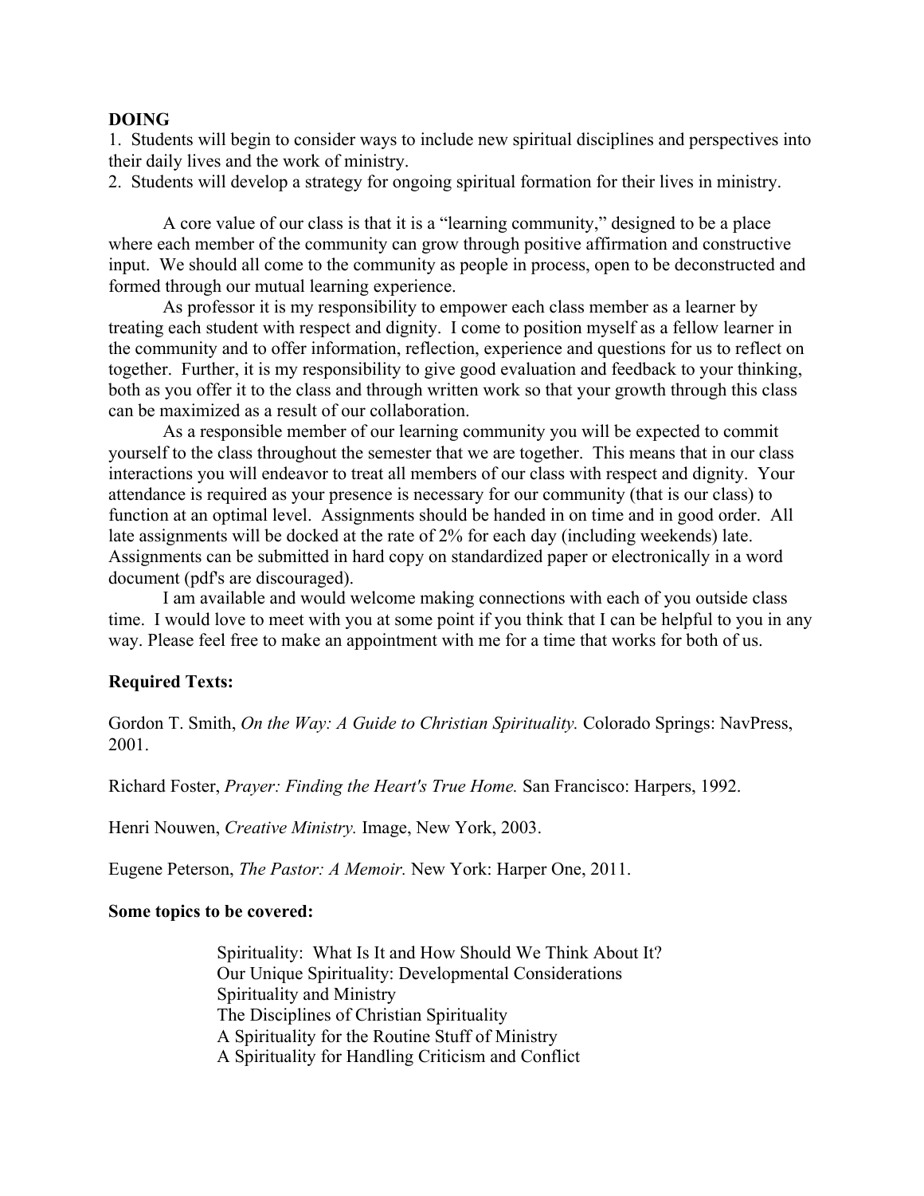**DOING**

1. Students will begin to consider ways to include new spiritual disciplines and perspectives into their daily lives and the work of ministry.
2. Students will develop a strategy for ongoing spiritual formation for their lives in ministry.

A core value of our class is that it is a "learning community," designed to be a place where each member of the community can grow through positive affirmation and constructive input. We should all come to the community as people in process, open to be deconstructed and formed through our mutual learning experience.

As professor it is my responsibility to empower each class member as a learner by treating each student with respect and dignity. I come to position myself as a fellow learner in the community and to offer information, reflection, experience and questions for us to reflect on together. Further, it is my responsibility to give good evaluation and feedback to your thinking, both as you offer it to the class and through written work so that your growth through this class can be maximized as a result of our collaboration.

As a responsible member of our learning community you will be expected to commit yourself to the class throughout the semester that we are together. This means that in our class interactions you will endeavor to treat all members of our class with respect and dignity. Your attendance is required as your presence is necessary for our community (that is our class) to function at an optimal level. Assignments should be handed in on time and in good order. All late assignments will be docked at the rate of 2% for each day (including weekends) late. Assignments can be submitted in hard copy on standardized paper or electronically in a word document (pdf's are discouraged).

I am available and would welcome making connections with each of you outside class time. I would love to meet with you at some point if you think that I can be helpful to you in any way. Please feel free to make an appointment with me for a time that works for both of us.

**Required Texts:**

Gordon T. Smith, *On the Way: A Guide to Christian Spirituality.* Colorado Springs: NavPress, 2001.

Richard Foster, *Prayer: Finding the Heart's True Home.* San Francisco: Harpers, 1992.

Henri Nouwen, *Creative Ministry.* Image, New York, 2003.

Eugene Peterson, *The Pastor: A Memoir.* New York: Harper One, 2011.

**Some topics to be covered:**

Spirituality: What Is It and How Should We Think About It?
Our Unique Spirituality: Developmental Considerations
Spirituality and Ministry
The Disciplines of Christian Spirituality
A Spirituality for the Routine Stuff of Ministry
A Spirituality for Handling Criticism and Conflict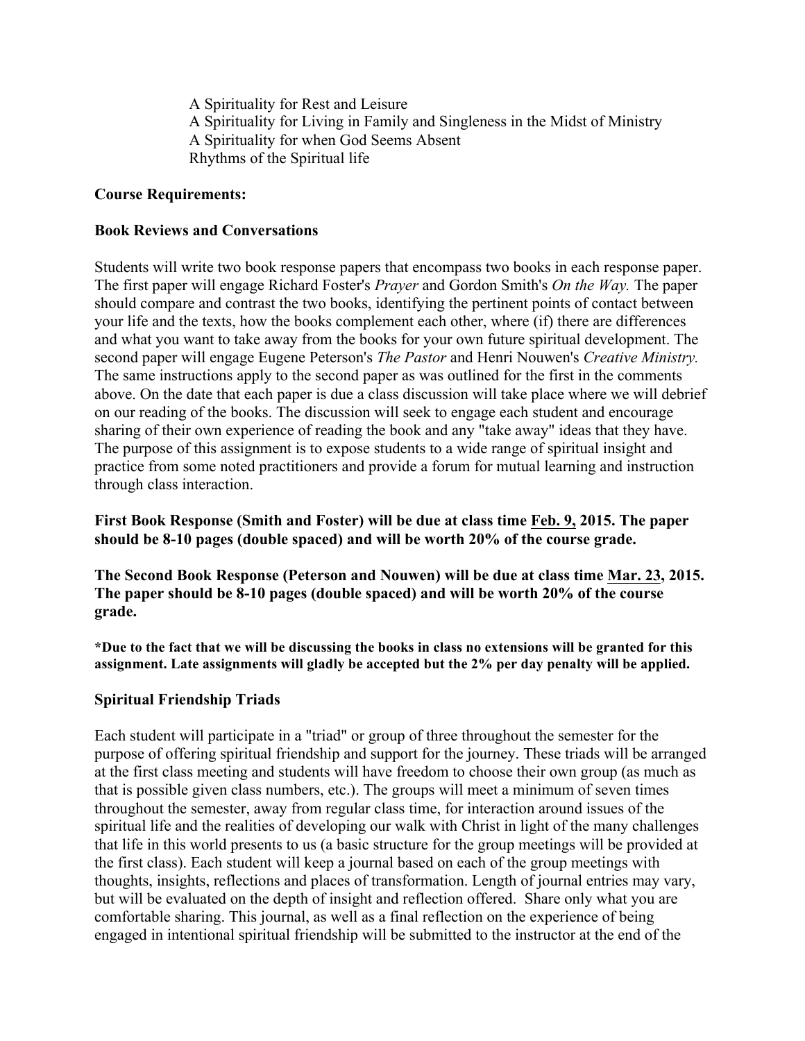A Spirituality for Rest and Leisure
A Spirituality for Living in Family and Singleness in the Midst of Ministry
A Spirituality for when God Seems Absent
Rhythms of the Spiritual life

**Course Requirements:**

**Book Reviews and Conversations**

Students will write two book response papers that encompass two books in each response paper. The first paper will engage Richard Foster's *Prayer* and Gordon Smith's *On the Way.* The paper should compare and contrast the two books, identifying the pertinent points of contact between your life and the texts, how the books complement each other, where (if) there are differences and what you want to take away from the books for your own future spiritual development. The second paper will engage Eugene Peterson's *The Pastor* and Henri Nouwen's *Creative Ministry.* The same instructions apply to the second paper as was outlined for the first in the comments above. On the date that each paper is due a class discussion will take place where we will debrief on our reading of the books. The discussion will seek to engage each student and encourage sharing of their own experience of reading the book and any "take away" ideas that they have. The purpose of this assignment is to expose students to a wide range of spiritual insight and practice from some noted practitioners and provide a forum for mutual learning and instruction through class interaction.

**First Book Response (Smith and Foster) will be due at class time <u>Feb. 9,</u> 2015. The paper should be 8-10 pages (double spaced) and will be worth 20% of the course grade.**

**The Second Book Response (Peterson and Nouwen) will be due at class time <u>Mar. 23</u>, 2015. The paper should be 8-10 pages (double spaced) and will be worth 20% of the course grade.**

**\*Due to the fact that we will be discussing the books in class no extensions will be granted for this assignment. Late assignments will gladly be accepted but the 2% per day penalty will be applied.**

**Spiritual Friendship Triads**

Each student will participate in a "triad" or group of three throughout the semester for the purpose of offering spiritual friendship and support for the journey. These triads will be arranged at the first class meeting and students will have freedom to choose their own group (as much as that is possible given class numbers, etc.). The groups will meet a minimum of seven times throughout the semester, away from regular class time, for interaction around issues of the spiritual life and the realities of developing our walk with Christ in light of the many challenges that life in this world presents to us (a basic structure for the group meetings will be provided at the first class). Each student will keep a journal based on each of the group meetings with thoughts, insights, reflections and places of transformation. Length of journal entries may vary, but will be evaluated on the depth of insight and reflection offered. Share only what you are comfortable sharing. This journal, as well as a final reflection on the experience of being engaged in intentional spiritual friendship will be submitted to the instructor at the end of the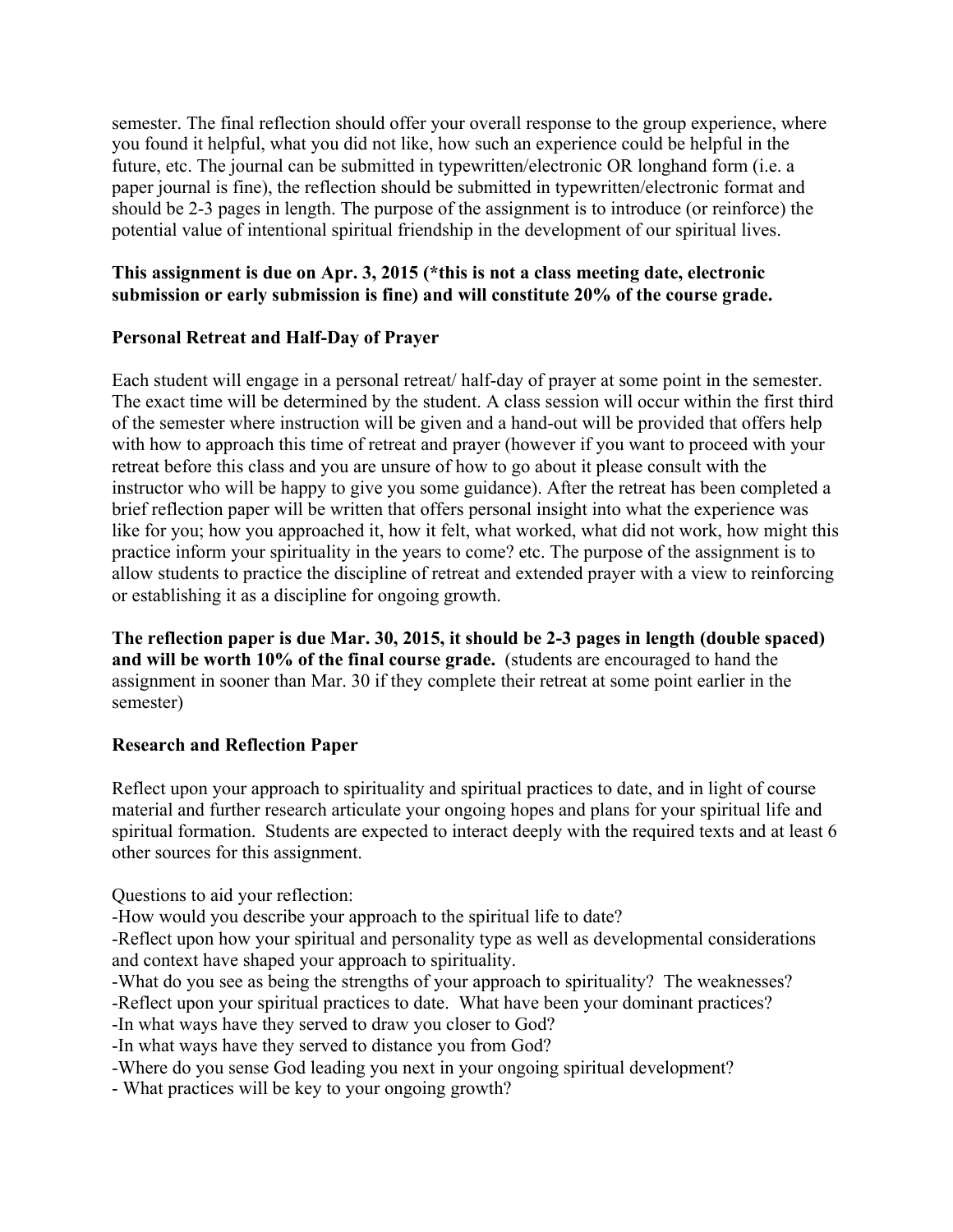semester. The final reflection should offer your overall response to the group experience, where you found it helpful, what you did not like, how such an experience could be helpful in the future, etc. The journal can be submitted in typewritten/electronic OR longhand form (i.e. a paper journal is fine), the reflection should be submitted in typewritten/electronic format and should be 2-3 pages in length. The purpose of the assignment is to introduce (or reinforce) the potential value of intentional spiritual friendship in the development of our spiritual lives.

**This assignment is due on Apr. 3, 2015 (*this is not a class meeting date, electronic submission or early submission is fine) and will constitute 20% of the course grade.**

### Personal Retreat and Half-Day of Prayer

Each student will engage in a personal retreat/ half-day of prayer at some point in the semester. The exact time will be determined by the student. A class session will occur within the first third of the semester where instruction will be given and a hand-out will be provided that offers help with how to approach this time of retreat and prayer (however if you want to proceed with your retreat before this class and you are unsure of how to go about it please consult with the instructor who will be happy to give you some guidance). After the retreat has been completed a brief reflection paper will be written that offers personal insight into what the experience was like for you; how you approached it, how it felt, what worked, what did not work, how might this practice inform your spirituality in the years to come? etc. The purpose of the assignment is to allow students to practice the discipline of retreat and extended prayer with a view to reinforcing or establishing it as a discipline for ongoing growth.

**The reflection paper is due Mar. 30, 2015, it should be 2-3 pages in length (double spaced) and will be worth 10% of the final course grade.** (students are encouraged to hand the assignment in sooner than Mar. 30 if they complete their retreat at some point earlier in the semester)

### Research and Reflection Paper

Reflect upon your approach to spirituality and spiritual practices to date, and in light of course material and further research articulate your ongoing hopes and plans for your spiritual life and spiritual formation. Students are expected to interact deeply with the required texts and at least 6 other sources for this assignment.

Questions to aid your reflection:

- How would you describe your approach to the spiritual life to date?
- Reflect upon how your spiritual and personality type as well as developmental considerations and context have shaped your approach to spirituality.
- What do you see as being the strengths of your approach to spirituality? The weaknesses?
- Reflect upon your spiritual practices to date. What have been your dominant practices?
- In what ways have they served to draw you closer to God?
- In what ways have they served to distance you from God?
- Where do you sense God leading you next in your ongoing spiritual development?
- What practices will be key to your ongoing growth?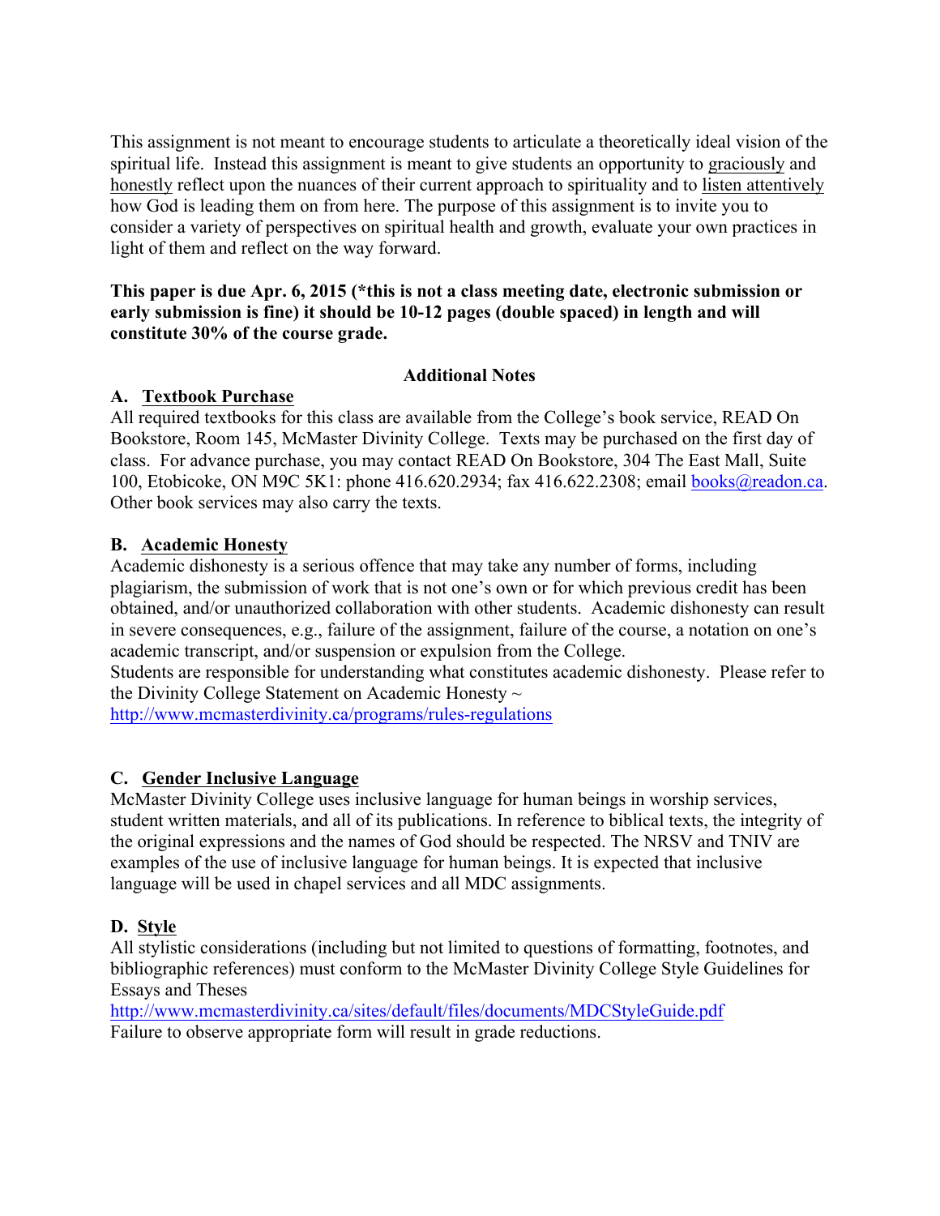This assignment is not meant to encourage students to articulate a theoretically ideal vision of the spiritual life. Instead this assignment is meant to give students an opportunity to graciously and honestly reflect upon the nuances of their current approach to spirituality and to listen attentively how God is leading them on from here. The purpose of this assignment is to invite you to consider a variety of perspectives on spiritual health and growth, evaluate your own practices in light of them and reflect on the way forward.

**This paper is due Apr. 6, 2015 (*this is not a class meeting date, electronic submission or early submission is fine) it should be 10-12 pages (double spaced) in length and will constitute 30% of the course grade.**

## Additional Notes

### A. Textbook Purchase

All required textbooks for this class are available from the College's book service, READ On Bookstore, Room 145, McMaster Divinity College. Texts may be purchased on the first day of class. For advance purchase, you may contact READ On Bookstore, 304 The East Mall, Suite 100, Etobicoke, ON M9C 5K1: phone 416.620.2934; fax 416.622.2308; email books@readon.ca. Other book services may also carry the texts.

### B. Academic Honesty

Academic dishonesty is a serious offence that may take any number of forms, including plagiarism, the submission of work that is not one's own or for which previous credit has been obtained, and/or unauthorized collaboration with other students. Academic dishonesty can result in severe consequences, e.g., failure of the assignment, failure of the course, a notation on one's academic transcript, and/or suspension or expulsion from the College.
Students are responsible for understanding what constitutes academic dishonesty. Please refer to the Divinity College Statement on Academic Honesty ~
http://www.mcmasterdivinity.ca/programs/rules-regulations

### C. Gender Inclusive Language

McMaster Divinity College uses inclusive language for human beings in worship services, student written materials, and all of its publications. In reference to biblical texts, the integrity of the original expressions and the names of God should be respected. The NRSV and TNIV are examples of the use of inclusive language for human beings. It is expected that inclusive language will be used in chapel services and all MDC assignments.

### D. Style

All stylistic considerations (including but not limited to questions of formatting, footnotes, and bibliographic references) must conform to the McMaster Divinity College Style Guidelines for Essays and Theses
http://www.mcmasterdivinity.ca/sites/default/files/documents/MDCStyleGuide.pdf
Failure to observe appropriate form will result in grade reductions.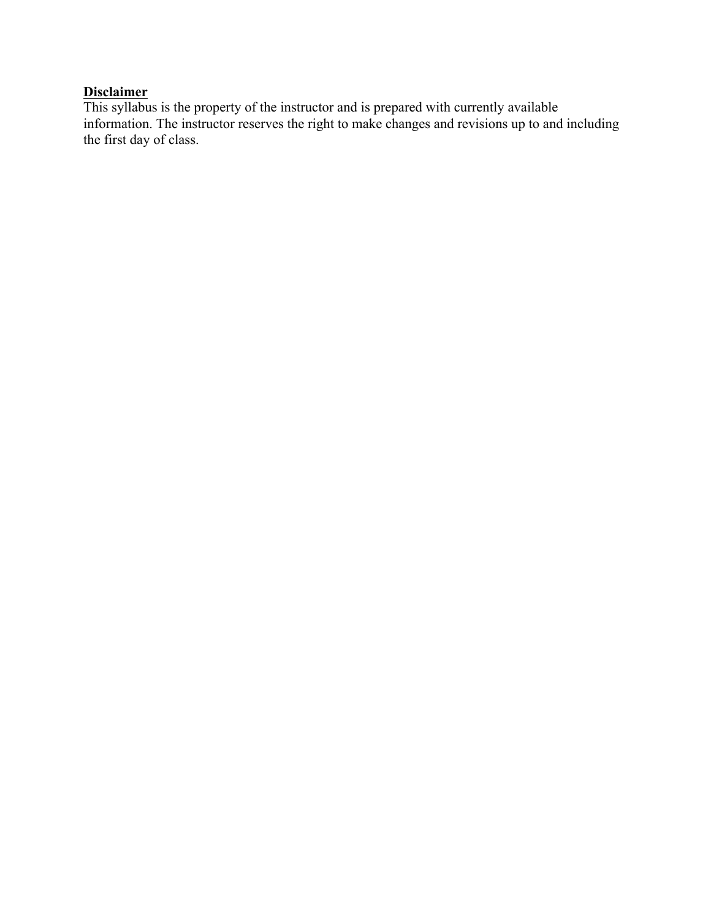**<u>Disclaimer</u>**

This syllabus is the property of the instructor and is prepared with currently available information. The instructor reserves the right to make changes and revisions up to and including the first day of class.